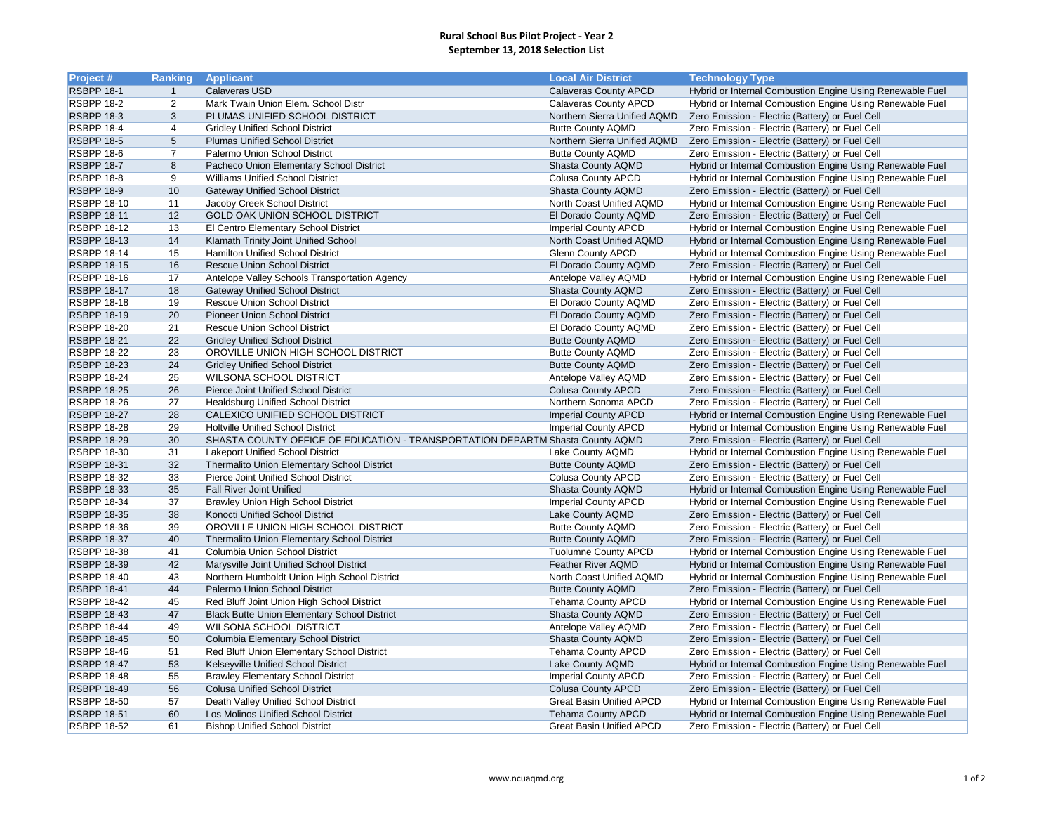**Rural School Bus Pilot Project - Year 2**
**September 13, 2018 Selection List**

| Project # | Ranking | Applicant | Local Air District | Technology Type |
|---|---|---|---|---|
| RSBPP 18-1 | 1 | Calaveras USD | Calaveras County APCD | Hybrid or Internal Combustion Engine Using Renewable Fuel |
| RSBPP 18-2 | 2 | Mark Twain Union Elem. School Distr | Calaveras County APCD | Hybrid or Internal Combustion Engine Using Renewable Fuel |
| RSBPP 18-3 | 3 | PLUMAS UNIFIED SCHOOL DISTRICT | Northern Sierra Unified AQMD | Zero Emission - Electric (Battery) or Fuel Cell |
| RSBPP 18-4 | 4 | Gridley Unified School District | Butte County AQMD | Zero Emission - Electric (Battery) or Fuel Cell |
| RSBPP 18-5 | 5 | Plumas Unified School District | Northern Sierra Unified AQMD | Zero Emission - Electric (Battery) or Fuel Cell |
| RSBPP 18-6 | 7 | Palermo Union School District | Butte County AQMD | Zero Emission - Electric (Battery) or Fuel Cell |
| RSBPP 18-7 | 8 | Pacheco Union Elementary School District | Shasta County AQMD | Hybrid or Internal Combustion Engine Using Renewable Fuel |
| RSBPP 18-8 | 9 | Williams Unified School District | Colusa County APCD | Hybrid or Internal Combustion Engine Using Renewable Fuel |
| RSBPP 18-9 | 10 | Gateway Unified School District | Shasta County AQMD | Zero Emission - Electric (Battery) or Fuel Cell |
| RSBPP 18-10 | 11 | Jacoby Creek School District | North Coast Unified AQMD | Hybrid or Internal Combustion Engine Using Renewable Fuel |
| RSBPP 18-11 | 12 | GOLD OAK UNION SCHOOL DISTRICT | El Dorado County AQMD | Zero Emission - Electric (Battery) or Fuel Cell |
| RSBPP 18-12 | 13 | El Centro Elementary School District | Imperial County APCD | Hybrid or Internal Combustion Engine Using Renewable Fuel |
| RSBPP 18-13 | 14 | Klamath Trinity Joint Unified School | North Coast Unified AQMD | Hybrid or Internal Combustion Engine Using Renewable Fuel |
| RSBPP 18-14 | 15 | Hamilton Unified School District | Glenn County APCD | Hybrid or Internal Combustion Engine Using Renewable Fuel |
| RSBPP 18-15 | 16 | Rescue Union School District | El Dorado County AQMD | Zero Emission - Electric (Battery) or Fuel Cell |
| RSBPP 18-16 | 17 | Antelope Valley Schools Transportation Agency | Antelope Valley AQMD | Hybrid or Internal Combustion Engine Using Renewable Fuel |
| RSBPP 18-17 | 18 | Gateway Unified School District | Shasta County AQMD | Zero Emission - Electric (Battery) or Fuel Cell |
| RSBPP 18-18 | 19 | Rescue Union School District | El Dorado County AQMD | Zero Emission - Electric (Battery) or Fuel Cell |
| RSBPP 18-19 | 20 | Pioneer Union School District | El Dorado County AQMD | Zero Emission - Electric (Battery) or Fuel Cell |
| RSBPP 18-20 | 21 | Rescue Union School District | El Dorado County AQMD | Zero Emission - Electric (Battery) or Fuel Cell |
| RSBPP 18-21 | 22 | Gridley Unified School District | Butte County AQMD | Zero Emission - Electric (Battery) or Fuel Cell |
| RSBPP 18-22 | 23 | OROVILLE UNION HIGH SCHOOL DISTRICT | Butte County AQMD | Zero Emission - Electric (Battery) or Fuel Cell |
| RSBPP 18-23 | 24 | Gridley Unified School District | Butte County AQMD | Zero Emission - Electric (Battery) or Fuel Cell |
| RSBPP 18-24 | 25 | WILSONA SCHOOL DISTRICT | Antelope Valley AQMD | Zero Emission - Electric (Battery) or Fuel Cell |
| RSBPP 18-25 | 26 | Pierce Joint Unified School District | Colusa County APCD | Zero Emission - Electric (Battery) or Fuel Cell |
| RSBPP 18-26 | 27 | Healdsburg Unified School District | Northern Sonoma APCD | Zero Emission - Electric (Battery) or Fuel Cell |
| RSBPP 18-27 | 28 | CALEXICO UNIFIED SCHOOL DISTRICT | Imperial County APCD | Hybrid or Internal Combustion Engine Using Renewable Fuel |
| RSBPP 18-28 | 29 | Holtville Unified School District | Imperial County APCD | Hybrid or Internal Combustion Engine Using Renewable Fuel |
| RSBPP 18-29 | 30 | SHASTA COUNTY OFFICE OF EDUCATION - TRANSPORTATION DEPARTM | Shasta County AQMD | Zero Emission - Electric (Battery) or Fuel Cell |
| RSBPP 18-30 | 31 | Lakeport Unified School District | Lake County AQMD | Hybrid or Internal Combustion Engine Using Renewable Fuel |
| RSBPP 18-31 | 32 | Thermalito Union Elementary School District | Butte County AQMD | Zero Emission - Electric (Battery) or Fuel Cell |
| RSBPP 18-32 | 33 | Pierce Joint Unified School District | Colusa County APCD | Zero Emission - Electric (Battery) or Fuel Cell |
| RSBPP 18-33 | 35 | Fall River Joint Unified | Shasta County AQMD | Hybrid or Internal Combustion Engine Using Renewable Fuel |
| RSBPP 18-34 | 37 | Brawley Union High School District | Imperial County APCD | Hybrid or Internal Combustion Engine Using Renewable Fuel |
| RSBPP 18-35 | 38 | Konocti Unified School District | Lake County AQMD | Zero Emission - Electric (Battery) or Fuel Cell |
| RSBPP 18-36 | 39 | OROVILLE UNION HIGH SCHOOL DISTRICT | Butte County AQMD | Zero Emission - Electric (Battery) or Fuel Cell |
| RSBPP 18-37 | 40 | Thermalito Union Elementary School District | Butte County AQMD | Zero Emission - Electric (Battery) or Fuel Cell |
| RSBPP 18-38 | 41 | Columbia Union School District | Tuolumne County APCD | Hybrid or Internal Combustion Engine Using Renewable Fuel |
| RSBPP 18-39 | 42 | Marysville Joint Unified School District | Feather River AQMD | Hybrid or Internal Combustion Engine Using Renewable Fuel |
| RSBPP 18-40 | 43 | Northern Humboldt Union High School District | North Coast Unified AQMD | Hybrid or Internal Combustion Engine Using Renewable Fuel |
| RSBPP 18-41 | 44 | Palermo Union School District | Butte County AQMD | Zero Emission - Electric (Battery) or Fuel Cell |
| RSBPP 18-42 | 45 | Red Bluff Joint Union High School District | Tehama County APCD | Hybrid or Internal Combustion Engine Using Renewable Fuel |
| RSBPP 18-43 | 47 | Black Butte Union Elementary School District | Shasta County AQMD | Zero Emission - Electric (Battery) or Fuel Cell |
| RSBPP 18-44 | 49 | WILSONA SCHOOL DISTRICT | Antelope Valley AQMD | Zero Emission - Electric (Battery) or Fuel Cell |
| RSBPP 18-45 | 50 | Columbia Elementary School District | Shasta County AQMD | Zero Emission - Electric (Battery) or Fuel Cell |
| RSBPP 18-46 | 51 | Red Bluff Union Elementary School District | Tehama County APCD | Zero Emission - Electric (Battery) or Fuel Cell |
| RSBPP 18-47 | 53 | Kelseyville Unified School District | Lake County AQMD | Hybrid or Internal Combustion Engine Using Renewable Fuel |
| RSBPP 18-48 | 55 | Brawley Elementary School District | Imperial County APCD | Zero Emission - Electric (Battery) or Fuel Cell |
| RSBPP 18-49 | 56 | Colusa Unified School District | Colusa County APCD | Zero Emission - Electric (Battery) or Fuel Cell |
| RSBPP 18-50 | 57 | Death Valley Unified School District | Great Basin Unified APCD | Hybrid or Internal Combustion Engine Using Renewable Fuel |
| RSBPP 18-51 | 60 | Los Molinos Unified School District | Tehama County APCD | Hybrid or Internal Combustion Engine Using Renewable Fuel |
| RSBPP 18-52 | 61 | Bishop Unified School District | Great Basin Unified APCD | Zero Emission - Electric (Battery) or Fuel Cell |

www.ncuaqmd.org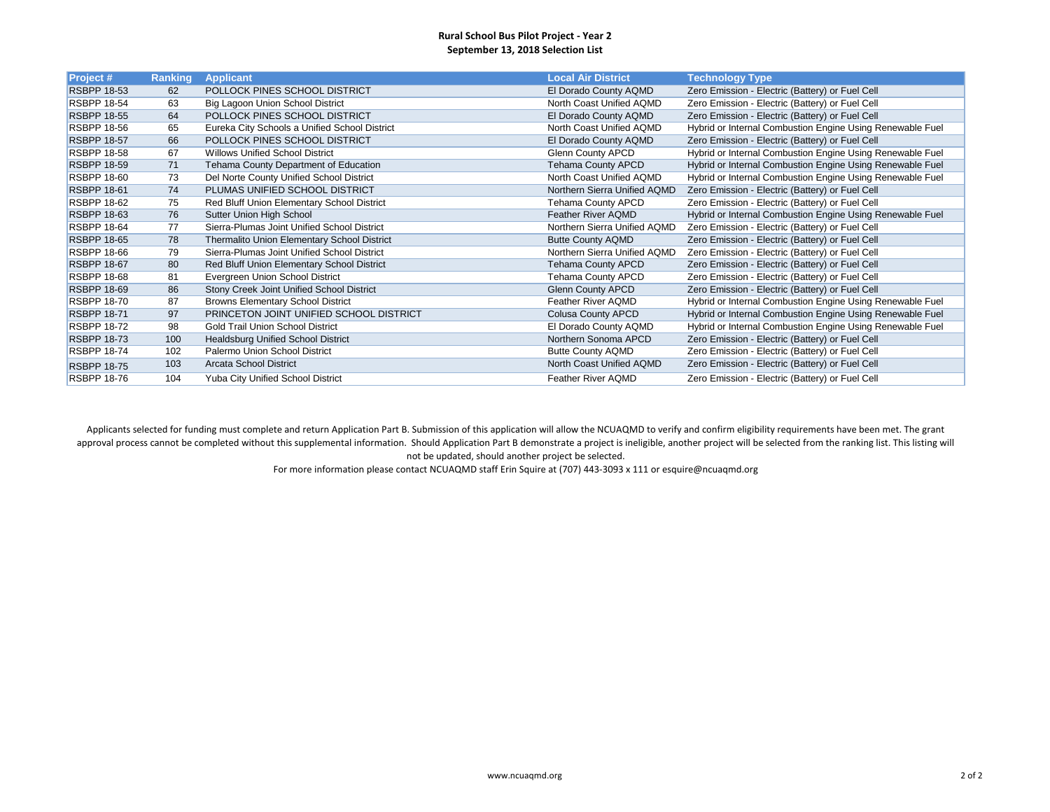**Rural School Bus Pilot Project - Year 2**
**September 13, 2018 Selection List**

| Project # | Ranking | Applicant | Local Air District | Technology Type |
|---|---|---|---|---|
| RSBPP 18-53 | 62 | POLLOCK PINES SCHOOL DISTRICT | El Dorado County AQMD | Zero Emission - Electric (Battery) or Fuel Cell |
| RSBPP 18-54 | 63 | Big Lagoon Union School District | North Coast Unified AQMD | Zero Emission - Electric (Battery) or Fuel Cell |
| RSBPP 18-55 | 64 | POLLOCK PINES SCHOOL DISTRICT | El Dorado County AQMD | Zero Emission - Electric (Battery) or Fuel Cell |
| RSBPP 18-56 | 65 | Eureka City Schools a Unified School District | North Coast Unified AQMD | Hybrid or Internal Combustion Engine Using Renewable Fuel |
| RSBPP 18-57 | 66 | POLLOCK PINES SCHOOL DISTRICT | El Dorado County AQMD | Zero Emission - Electric (Battery) or Fuel Cell |
| RSBPP 18-58 | 67 | Willows Unified School District | Glenn County APCD | Hybrid or Internal Combustion Engine Using Renewable Fuel |
| RSBPP 18-59 | 71 | Tehama County Department of Education | Tehama County APCD | Hybrid or Internal Combustion Engine Using Renewable Fuel |
| RSBPP 18-60 | 73 | Del Norte County Unified School District | North Coast Unified AQMD | Hybrid or Internal Combustion Engine Using Renewable Fuel |
| RSBPP 18-61 | 74 | PLUMAS UNIFIED SCHOOL DISTRICT | Northern Sierra Unified AQMD | Zero Emission - Electric (Battery) or Fuel Cell |
| RSBPP 18-62 | 75 | Red Bluff Union Elementary School District | Tehama County APCD | Zero Emission - Electric (Battery) or Fuel Cell |
| RSBPP 18-63 | 76 | Sutter Union High School | Feather River AQMD | Hybrid or Internal Combustion Engine Using Renewable Fuel |
| RSBPP 18-64 | 77 | Sierra-Plumas Joint Unified School District | Northern Sierra Unified AQMD | Zero Emission - Electric (Battery) or Fuel Cell |
| RSBPP 18-65 | 78 | Thermalito Union Elementary School District | Butte County AQMD | Zero Emission - Electric (Battery) or Fuel Cell |
| RSBPP 18-66 | 79 | Sierra-Plumas Joint Unified School District | Northern Sierra Unified AQMD | Zero Emission - Electric (Battery) or Fuel Cell |
| RSBPP 18-67 | 80 | Red Bluff Union Elementary School District | Tehama County APCD | Zero Emission - Electric (Battery) or Fuel Cell |
| RSBPP 18-68 | 81 | Evergreen Union School District | Tehama County APCD | Zero Emission - Electric (Battery) or Fuel Cell |
| RSBPP 18-69 | 86 | Stony Creek Joint Unified School District | Glenn County APCD | Zero Emission - Electric (Battery) or Fuel Cell |
| RSBPP 18-70 | 87 | Browns Elementary School District | Feather River AQMD | Hybrid or Internal Combustion Engine Using Renewable Fuel |
| RSBPP 18-71 | 97 | PRINCETON JOINT UNIFIED SCHOOL DISTRICT | Colusa County APCD | Hybrid or Internal Combustion Engine Using Renewable Fuel |
| RSBPP 18-72 | 98 | Gold Trail Union School District | El Dorado County AQMD | Hybrid or Internal Combustion Engine Using Renewable Fuel |
| RSBPP 18-73 | 100 | Healdsburg Unified School District | Northern Sonoma APCD | Zero Emission - Electric (Battery) or Fuel Cell |
| RSBPP 18-74 | 102 | Palermo Union School District | Butte County AQMD | Zero Emission - Electric (Battery) or Fuel Cell |
| RSBPP 18-75 | 103 | Arcata School District | North Coast Unified AQMD | Zero Emission - Electric (Battery) or Fuel Cell |
| RSBPP 18-76 | 104 | Yuba City Unified School District | Feather River AQMD | Zero Emission - Electric (Battery) or Fuel Cell |

Applicants selected for funding must complete and return Application Part B. Submission of this application will allow the NCUAQMD to verify and confirm eligibility requirements have been met. The grant approval process cannot be completed without this supplemental information. Should Application Part B demonstrate a project is ineligible, another project will be selected from the ranking list. This listing will not be updated, should another project be selected.

For more information please contact NCUAQMD staff Erin Squire at (707) 443-3093 x 111 or esquire@ncuaqmd.org

www.ncuaqmd.org